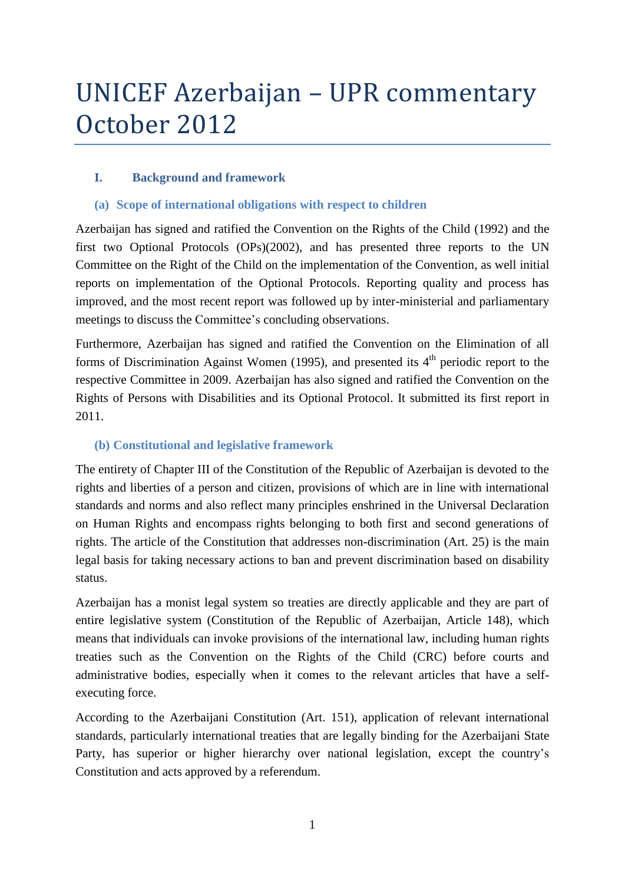# UNICEF Azerbaijan – UPR commentary October 2012

## I. Background and framework

### (a) Scope of international obligations with respect to children

Azerbaijan has signed and ratified the Convention on the Rights of the Child (1992) and the first two Optional Protocols (OPs)(2002), and has presented three reports to the UN Committee on the Right of the Child on the implementation of the Convention, as well initial reports on implementation of the Optional Protocols. Reporting quality and process has improved, and the most recent report was followed up by inter-ministerial and parliamentary meetings to discuss the Committee's concluding observations.

Furthermore, Azerbaijan has signed and ratified the Convention on the Elimination of all forms of Discrimination Against Women (1995), and presented its 4th periodic report to the respective Committee in 2009. Azerbaijan has also signed and ratified the Convention on the Rights of Persons with Disabilities and its Optional Protocol. It submitted its first report in 2011.

### (b) Constitutional and legislative framework

The entirety of Chapter III of the Constitution of the Republic of Azerbaijan is devoted to the rights and liberties of a person and citizen, provisions of which are in line with international standards and norms and also reflect many principles enshrined in the Universal Declaration on Human Rights and encompass rights belonging to both first and second generations of rights. The article of the Constitution that addresses non-discrimination (Art. 25) is the main legal basis for taking necessary actions to ban and prevent discrimination based on disability status.

Azerbaijan has a monist legal system so treaties are directly applicable and they are part of entire legislative system (Constitution of the Republic of Azerbaijan, Article 148), which means that individuals can invoke provisions of the international law, including human rights treaties such as the Convention on the Rights of the Child (CRC) before courts and administrative bodies, especially when it comes to the relevant articles that have a self-executing force.

According to the Azerbaijani Constitution (Art. 151), application of relevant international standards, particularly international treaties that are legally binding for the Azerbaijani State Party, has superior or higher hierarchy over national legislation, except the country's Constitution and acts approved by a referendum.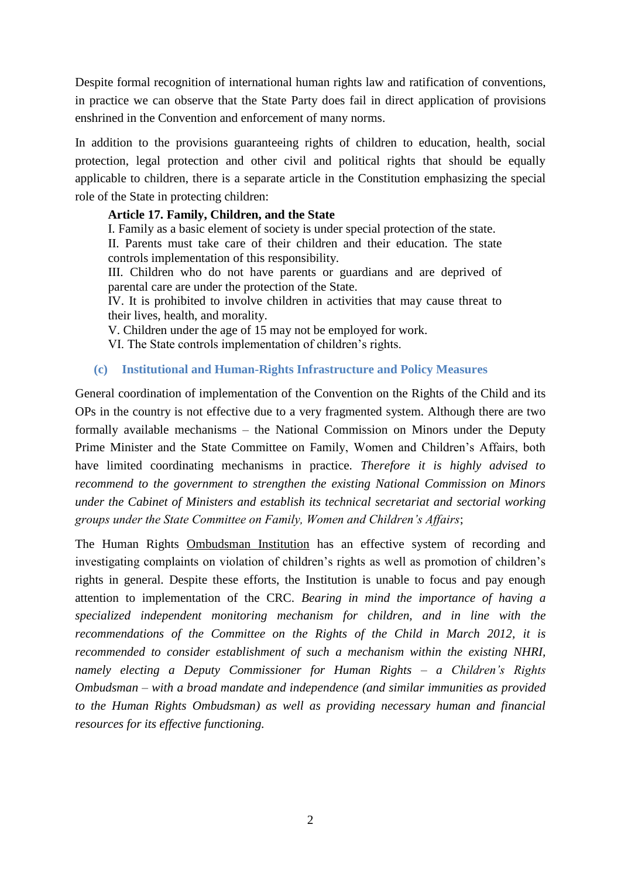Despite formal recognition of international human rights law and ratification of conventions, in practice we can observe that the State Party does fail in direct application of provisions enshrined in the Convention and enforcement of many norms.

In addition to the provisions guaranteeing rights of children to education, health, social protection, legal protection and other civil and political rights that should be equally applicable to children, there is a separate article in the Constitution emphasizing the special role of the State in protecting children:

> **Article 17. Family, Children, and the State**
> I. Family as a basic element of society is under special protection of the state.
> II. Parents must take care of their children and their education. The state controls implementation of this responsibility.
> III. Children who do not have parents or guardians and are deprived of parental care are under the protection of the State.
> IV. It is prohibited to involve children in activities that may cause threat to their lives, health, and morality.
> V. Children under the age of 15 may not be employed for work.
> VI. The State controls implementation of children's rights.

### (c) Institutional and Human-Rights Infrastructure and Policy Measures

General coordination of implementation of the Convention on the Rights of the Child and its OPs in the country is not effective due to a very fragmented system. Although there are two formally available mechanisms – the National Commission on Minors under the Deputy Prime Minister and the State Committee on Family, Women and Children's Affairs, both have limited coordinating mechanisms in practice. *Therefore it is highly advised to recommend to the government to strengthen the existing National Commission on Minors under the Cabinet of Ministers and establish its technical secretariat and sectorial working groups under the State Committee on Family, Women and Children's Affairs*;

The Human Rights Ombudsman Institution has an effective system of recording and investigating complaints on violation of children's rights as well as promotion of children's rights in general. Despite these efforts, the Institution is unable to focus and pay enough attention to implementation of the CRC. *Bearing in mind the importance of having a specialized independent monitoring mechanism for children, and in line with the recommendations of the Committee on the Rights of the Child in March 2012, it is recommended to consider establishment of such a mechanism within the existing NHRI, namely electing a Deputy Commissioner for Human Rights – a Children's Rights Ombudsman – with a broad mandate and independence (and similar immunities as provided to the Human Rights Ombudsman) as well as providing necessary human and financial resources for its effective functioning.*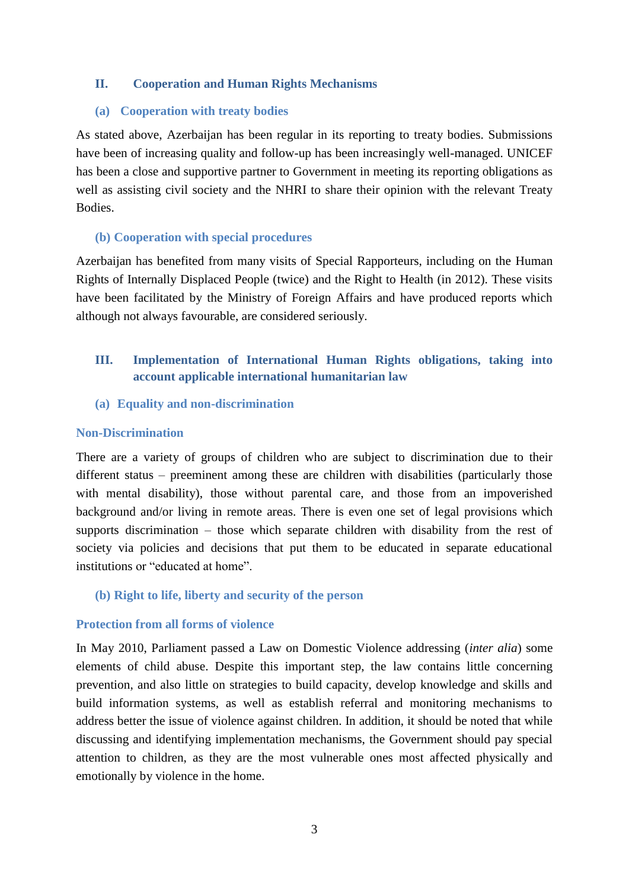## II. Cooperation and Human Rights Mechanisms

### (a) Cooperation with treaty bodies

As stated above, Azerbaijan has been regular in its reporting to treaty bodies. Submissions have been of increasing quality and follow-up has been increasingly well-managed. UNICEF has been a close and supportive partner to Government in meeting its reporting obligations as well as assisting civil society and the NHRI to share their opinion with the relevant Treaty Bodies.

### (b) Cooperation with special procedures

Azerbaijan has benefited from many visits of Special Rapporteurs, including on the Human Rights of Internally Displaced People (twice) and the Right to Health (in 2012). These visits have been facilitated by the Ministry of Foreign Affairs and have produced reports which although not always favourable, are considered seriously.

## III. Implementation of International Human Rights obligations, taking into account applicable international humanitarian law

### (a) Equality and non-discrimination

#### Non-Discrimination

There are a variety of groups of children who are subject to discrimination due to their different status – preeminent among these are children with disabilities (particularly those with mental disability), those without parental care, and those from an impoverished background and/or living in remote areas. There is even one set of legal provisions which supports discrimination – those which separate children with disability from the rest of society via policies and decisions that put them to be educated in separate educational institutions or "educated at home".

### (b) Right to life, liberty and security of the person

#### Protection from all forms of violence

In May 2010, Parliament passed a Law on Domestic Violence addressing (*inter alia*) some elements of child abuse. Despite this important step, the law contains little concerning prevention, and also little on strategies to build capacity, develop knowledge and skills and build information systems, as well as establish referral and monitoring mechanisms to address better the issue of violence against children. In addition, it should be noted that while discussing and identifying implementation mechanisms, the Government should pay special attention to children, as they are the most vulnerable ones most affected physically and emotionally by violence in the home.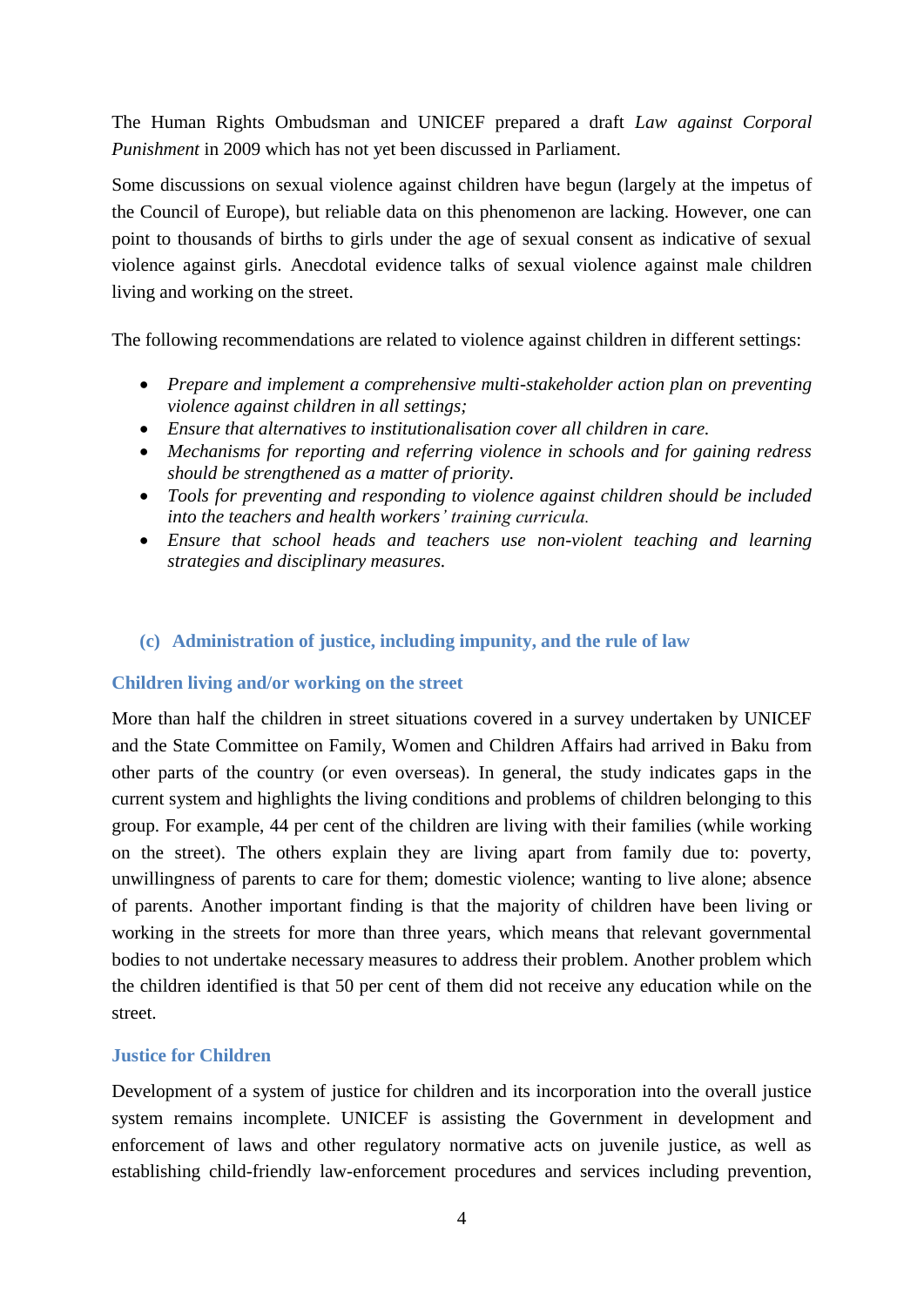The Human Rights Ombudsman and UNICEF prepared a draft *Law against Corporal Punishment* in 2009 which has not yet been discussed in Parliament.

Some discussions on sexual violence against children have begun (largely at the impetus of the Council of Europe), but reliable data on this phenomenon are lacking. However, one can point to thousands of births to girls under the age of sexual consent as indicative of sexual violence against girls. Anecdotal evidence talks of sexual violence against male children living and working on the street.

The following recommendations are related to violence against children in different settings:

- *Prepare and implement a comprehensive multi-stakeholder action plan on preventing violence against children in all settings;*
- *Ensure that alternatives to institutionalisation cover all children in care.*
- *Mechanisms for reporting and referring violence in schools and for gaining redress should be strengthened as a matter of priority.*
- *Tools for preventing and responding to violence against children should be included into the teachers and health workers' training curricula.*
- *Ensure that school heads and teachers use non-violent teaching and learning strategies and disciplinary measures.*

## (c) Administration of justice, including impunity, and the rule of law

### Children living and/or working on the street

More than half the children in street situations covered in a survey undertaken by UNICEF and the State Committee on Family, Women and Children Affairs had arrived in Baku from other parts of the country (or even overseas). In general, the study indicates gaps in the current system and highlights the living conditions and problems of children belonging to this group. For example, 44 per cent of the children are living with their families (while working on the street). The others explain they are living apart from family due to: poverty, unwillingness of parents to care for them; domestic violence; wanting to live alone; absence of parents. Another important finding is that the majority of children have been living or working in the streets for more than three years, which means that relevant governmental bodies to not undertake necessary measures to address their problem. Another problem which the children identified is that 50 per cent of them did not receive any education while on the street.

### Justice for Children

Development of a system of justice for children and its incorporation into the overall justice system remains incomplete. UNICEF is assisting the Government in development and enforcement of laws and other regulatory normative acts on juvenile justice, as well as establishing child-friendly law-enforcement procedures and services including prevention,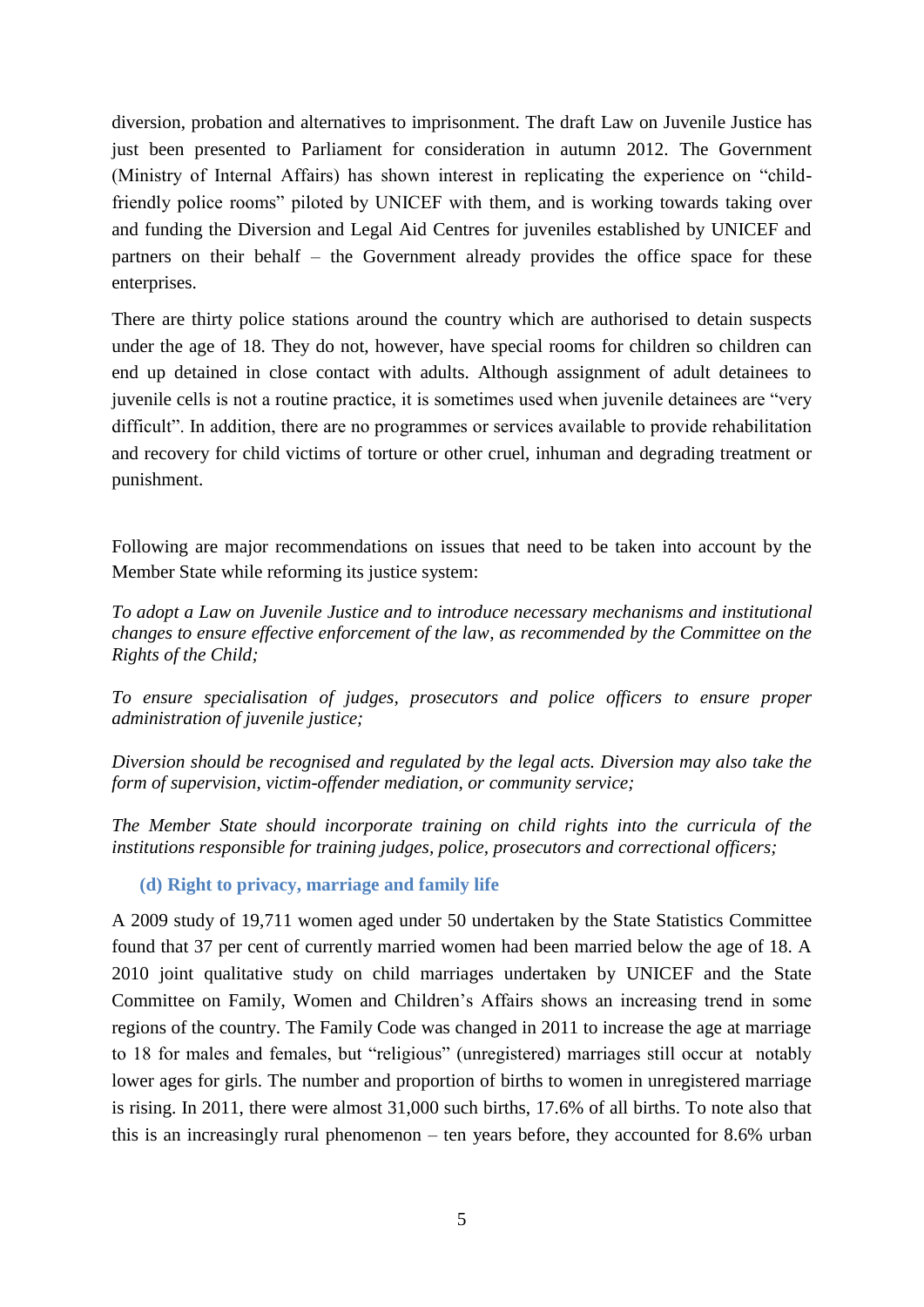diversion, probation and alternatives to imprisonment. The draft Law on Juvenile Justice has just been presented to Parliament for consideration in autumn 2012. The Government (Ministry of Internal Affairs) has shown interest in replicating the experience on "child-friendly police rooms" piloted by UNICEF with them, and is working towards taking over and funding the Diversion and Legal Aid Centres for juveniles established by UNICEF and partners on their behalf – the Government already provides the office space for these enterprises.

There are thirty police stations around the country which are authorised to detain suspects under the age of 18. They do not, however, have special rooms for children so children can end up detained in close contact with adults. Although assignment of adult detainees to juvenile cells is not a routine practice, it is sometimes used when juvenile detainees are "very difficult". In addition, there are no programmes or services available to provide rehabilitation and recovery for child victims of torture or other cruel, inhuman and degrading treatment or punishment.

Following are major recommendations on issues that need to be taken into account by the Member State while reforming its justice system:

*To adopt a Law on Juvenile Justice and to introduce necessary mechanisms and institutional changes to ensure effective enforcement of the law, as recommended by the Committee on the Rights of the Child;*

*To ensure specialisation of judges, prosecutors and police officers to ensure proper administration of juvenile justice;*

*Diversion should be recognised and regulated by the legal acts. Diversion may also take the form of supervision, victim-offender mediation, or community service;*

*The Member State should incorporate training on child rights into the curricula of the institutions responsible for training judges, police, prosecutors and correctional officers;*

### (d) Right to privacy, marriage and family life

A 2009 study of 19,711 women aged under 50 undertaken by the State Statistics Committee found that 37 per cent of currently married women had been married below the age of 18. A 2010 joint qualitative study on child marriages undertaken by UNICEF and the State Committee on Family, Women and Children's Affairs shows an increasing trend in some regions of the country. The Family Code was changed in 2011 to increase the age at marriage to 18 for males and females, but "religious" (unregistered) marriages still occur at notably lower ages for girls. The number and proportion of births to women in unregistered marriage is rising. In 2011, there were almost 31,000 such births, 17.6% of all births. To note also that this is an increasingly rural phenomenon – ten years before, they accounted for 8.6% urban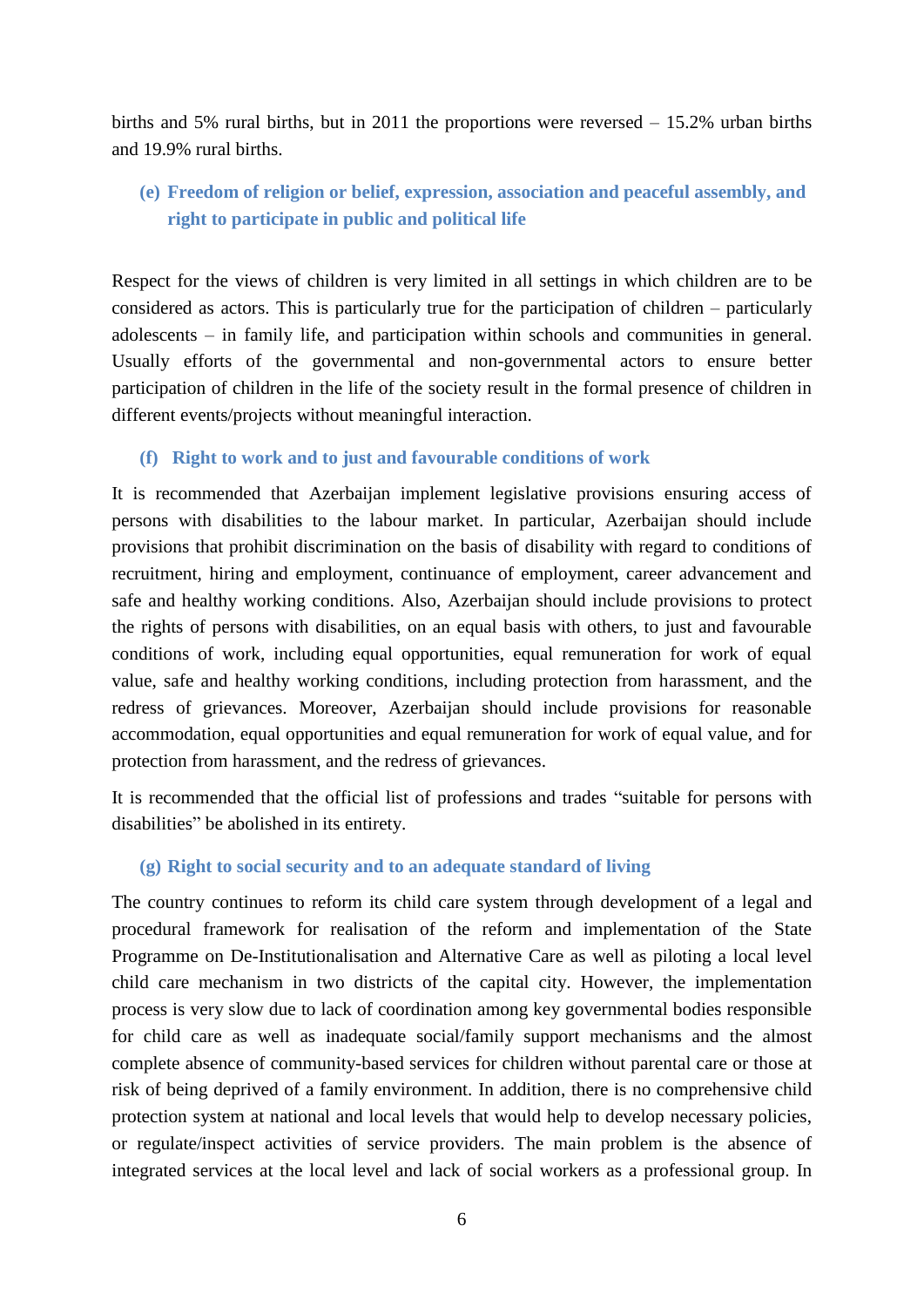births and 5% rural births, but in 2011 the proportions were reversed – 15.2% urban births and 19.9% rural births.

### (e) Freedom of religion or belief, expression, association and peaceful assembly, and right to participate in public and political life

Respect for the views of children is very limited in all settings in which children are to be considered as actors. This is particularly true for the participation of children – particularly adolescents – in family life, and participation within schools and communities in general. Usually efforts of the governmental and non-governmental actors to ensure better participation of children in the life of the society result in the formal presence of children in different events/projects without meaningful interaction.

### (f) Right to work and to just and favourable conditions of work

It is recommended that Azerbaijan implement legislative provisions ensuring access of persons with disabilities to the labour market. In particular, Azerbaijan should include provisions that prohibit discrimination on the basis of disability with regard to conditions of recruitment, hiring and employment, continuance of employment, career advancement and safe and healthy working conditions. Also, Azerbaijan should include provisions to protect the rights of persons with disabilities, on an equal basis with others, to just and favourable conditions of work, including equal opportunities, equal remuneration for work of equal value, safe and healthy working conditions, including protection from harassment, and the redress of grievances. Moreover, Azerbaijan should include provisions for reasonable accommodation, equal opportunities and equal remuneration for work of equal value, and for protection from harassment, and the redress of grievances.

It is recommended that the official list of professions and trades "suitable for persons with disabilities" be abolished in its entirety.

### (g) Right to social security and to an adequate standard of living

The country continues to reform its child care system through development of a legal and procedural framework for realisation of the reform and implementation of the State Programme on De-Institutionalisation and Alternative Care as well as piloting a local level child care mechanism in two districts of the capital city. However, the implementation process is very slow due to lack of coordination among key governmental bodies responsible for child care as well as inadequate social/family support mechanisms and the almost complete absence of community-based services for children without parental care or those at risk of being deprived of a family environment. In addition, there is no comprehensive child protection system at national and local levels that would help to develop necessary policies, or regulate/inspect activities of service providers. The main problem is the absence of integrated services at the local level and lack of social workers as a professional group. In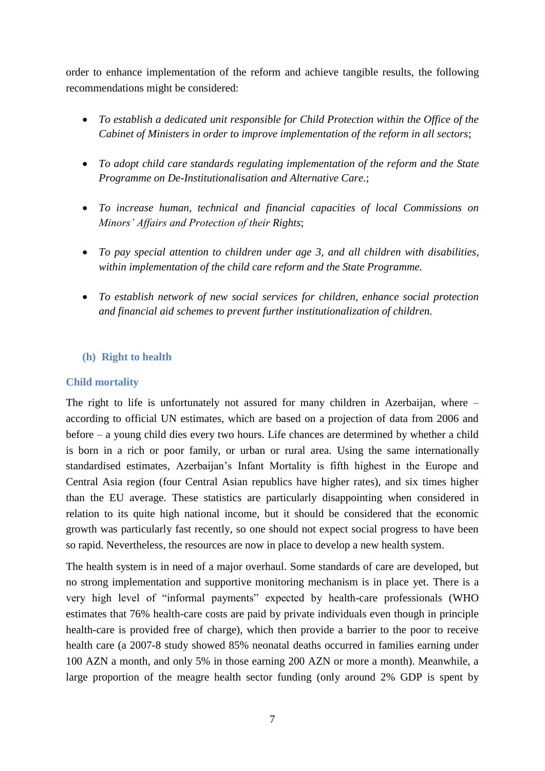order to enhance implementation of the reform and achieve tangible results, the following recommendations might be considered:

- *To establish a dedicated unit responsible for Child Protection within the Office of the Cabinet of Ministers in order to improve implementation of the reform in all sectors*;
- *To adopt child care standards regulating implementation of the reform and the State Programme on De-Institutionalisation and Alternative Care.*;
- *To increase human, technical and financial capacities of local Commissions on Minors' Affairs and Protection of their Rights*;
- *To pay special attention to children under age 3, and all children with disabilities, within implementation of the child care reform and the State Programme.*
- *To establish network of new social services for children, enhance social protection and financial aid schemes to prevent further institutionalization of children.*

### (h) Right to health

#### Child mortality

The right to life is unfortunately not assured for many children in Azerbaijan, where – according to official UN estimates, which are based on a projection of data from 2006 and before – a young child dies every two hours. Life chances are determined by whether a child is born in a rich or poor family, or urban or rural area. Using the same internationally standardised estimates, Azerbaijan's Infant Mortality is fifth highest in the Europe and Central Asia region (four Central Asian republics have higher rates), and six times higher than the EU average. These statistics are particularly disappointing when considered in relation to its quite high national income, but it should be considered that the economic growth was particularly fast recently, so one should not expect social progress to have been so rapid. Nevertheless, the resources are now in place to develop a new health system.

The health system is in need of a major overhaul. Some standards of care are developed, but no strong implementation and supportive monitoring mechanism is in place yet. There is a very high level of "informal payments" expected by health-care professionals (WHO estimates that 76% health-care costs are paid by private individuals even though in principle health-care is provided free of charge), which then provide a barrier to the poor to receive health care (a 2007-8 study showed 85% neonatal deaths occurred in families earning under 100 AZN a month, and only 5% in those earning 200 AZN or more a month). Meanwhile, a large proportion of the meagre health sector funding (only around 2% GDP is spent by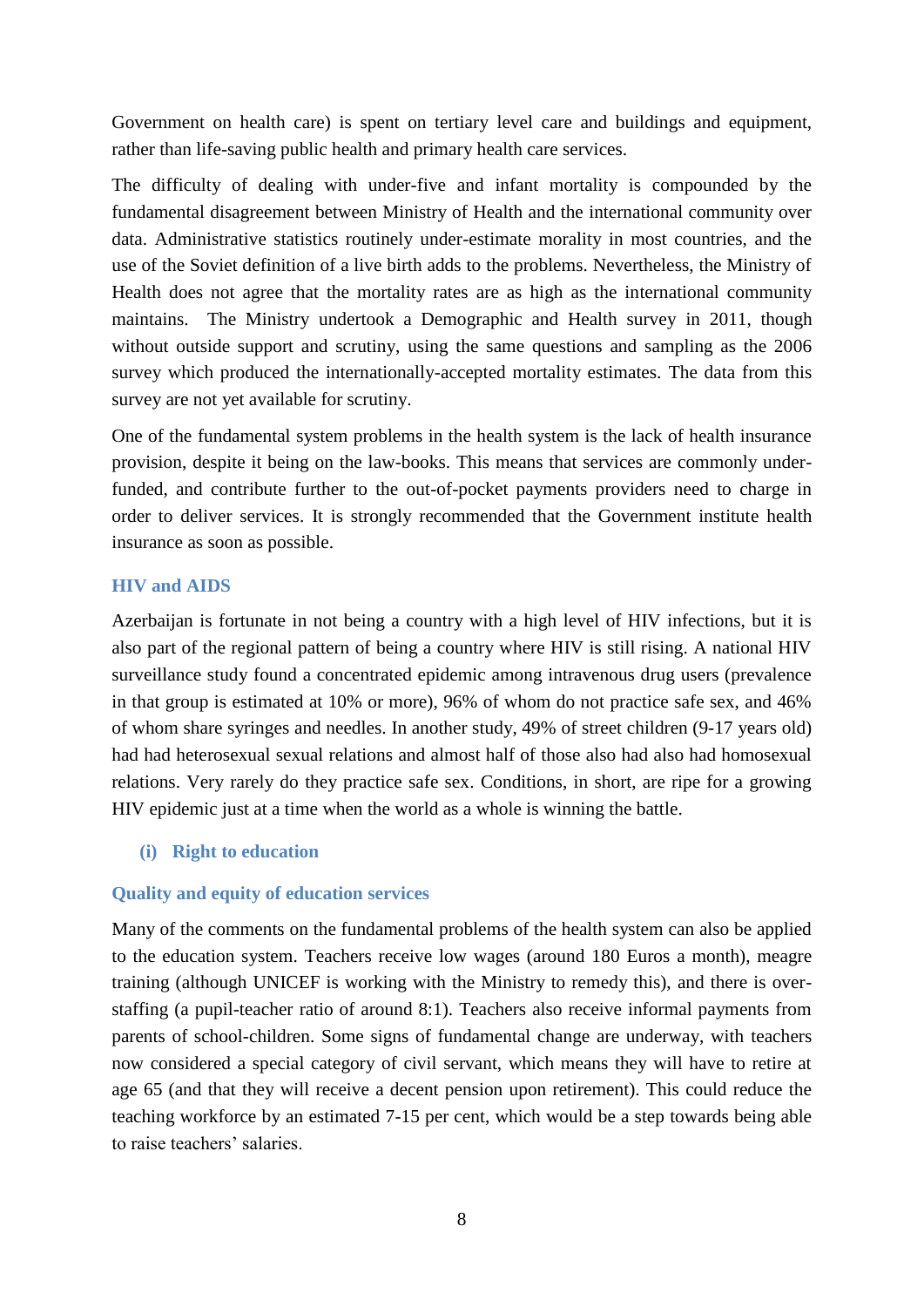Government on health care) is spent on tertiary level care and buildings and equipment, rather than life-saving public health and primary health care services.

The difficulty of dealing with under-five and infant mortality is compounded by the fundamental disagreement between Ministry of Health and the international community over data. Administrative statistics routinely under-estimate morality in most countries, and the use of the Soviet definition of a live birth adds to the problems. Nevertheless, the Ministry of Health does not agree that the mortality rates are as high as the international community maintains. The Ministry undertook a Demographic and Health survey in 2011, though without outside support and scrutiny, using the same questions and sampling as the 2006 survey which produced the internationally-accepted mortality estimates. The data from this survey are not yet available for scrutiny.

One of the fundamental system problems in the health system is the lack of health insurance provision, despite it being on the law-books. This means that services are commonly under-funded, and contribute further to the out-of-pocket payments providers need to charge in order to deliver services. It is strongly recommended that the Government institute health insurance as soon as possible.

### HIV and AIDS

Azerbaijan is fortunate in not being a country with a high level of HIV infections, but it is also part of the regional pattern of being a country where HIV is still rising. A national HIV surveillance study found a concentrated epidemic among intravenous drug users (prevalence in that group is estimated at 10% or more), 96% of whom do not practice safe sex, and 46% of whom share syringes and needles. In another study, 49% of street children (9-17 years old) had had heterosexual sexual relations and almost half of those also had also had homosexual relations. Very rarely do they practice safe sex. Conditions, in short, are ripe for a growing HIV epidemic just at a time when the world as a whole is winning the battle.

## (i) Right to education

### Quality and equity of education services

Many of the comments on the fundamental problems of the health system can also be applied to the education system. Teachers receive low wages (around 180 Euros a month), meagre training (although UNICEF is working with the Ministry to remedy this), and there is over-staffing (a pupil-teacher ratio of around 8:1). Teachers also receive informal payments from parents of school-children. Some signs of fundamental change are underway, with teachers now considered a special category of civil servant, which means they will have to retire at age 65 (and that they will receive a decent pension upon retirement). This could reduce the teaching workforce by an estimated 7-15 per cent, which would be a step towards being able to raise teachers' salaries.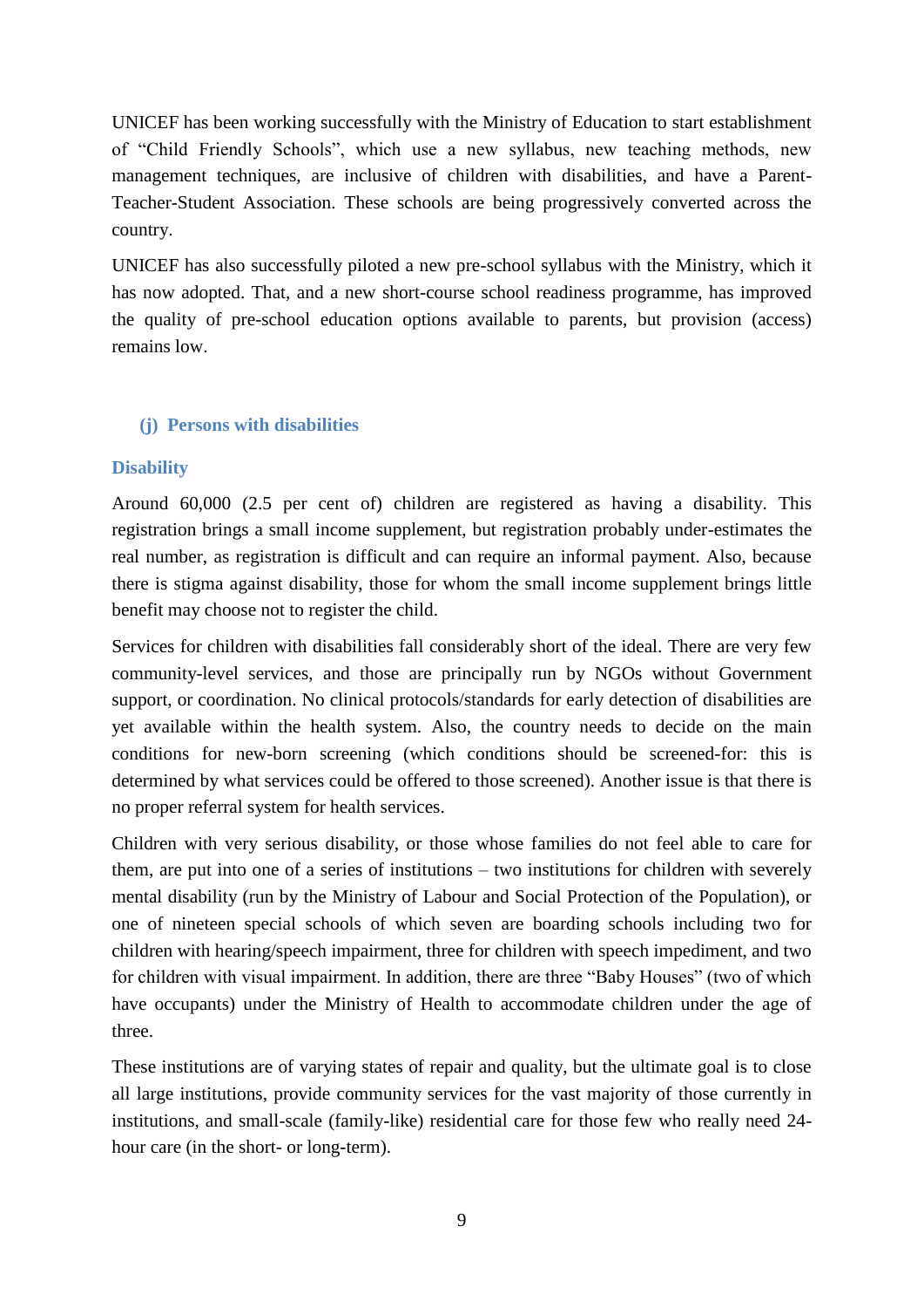UNICEF has been working successfully with the Ministry of Education to start establishment of "Child Friendly Schools", which use a new syllabus, new teaching methods, new management techniques, are inclusive of children with disabilities, and have a Parent-Teacher-Student Association. These schools are being progressively converted across the country.

UNICEF has also successfully piloted a new pre-school syllabus with the Ministry, which it has now adopted. That, and a new short-course school readiness programme, has improved the quality of pre-school education options available to parents, but provision (access) remains low.

### (j) Persons with disabilities

#### Disability

Around 60,000 (2.5 per cent of) children are registered as having a disability. This registration brings a small income supplement, but registration probably under-estimates the real number, as registration is difficult and can require an informal payment. Also, because there is stigma against disability, those for whom the small income supplement brings little benefit may choose not to register the child.

Services for children with disabilities fall considerably short of the ideal. There are very few community-level services, and those are principally run by NGOs without Government support, or coordination. No clinical protocols/standards for early detection of disabilities are yet available within the health system. Also, the country needs to decide on the main conditions for new-born screening (which conditions should be screened-for: this is determined by what services could be offered to those screened). Another issue is that there is no proper referral system for health services.

Children with very serious disability, or those whose families do not feel able to care for them, are put into one of a series of institutions – two institutions for children with severely mental disability (run by the Ministry of Labour and Social Protection of the Population), or one of nineteen special schools of which seven are boarding schools including two for children with hearing/speech impairment, three for children with speech impediment, and two for children with visual impairment. In addition, there are three "Baby Houses" (two of which have occupants) under the Ministry of Health to accommodate children under the age of three.

These institutions are of varying states of repair and quality, but the ultimate goal is to close all large institutions, provide community services for the vast majority of those currently in institutions, and small-scale (family-like) residential care for those few who really need 24-hour care (in the short- or long-term).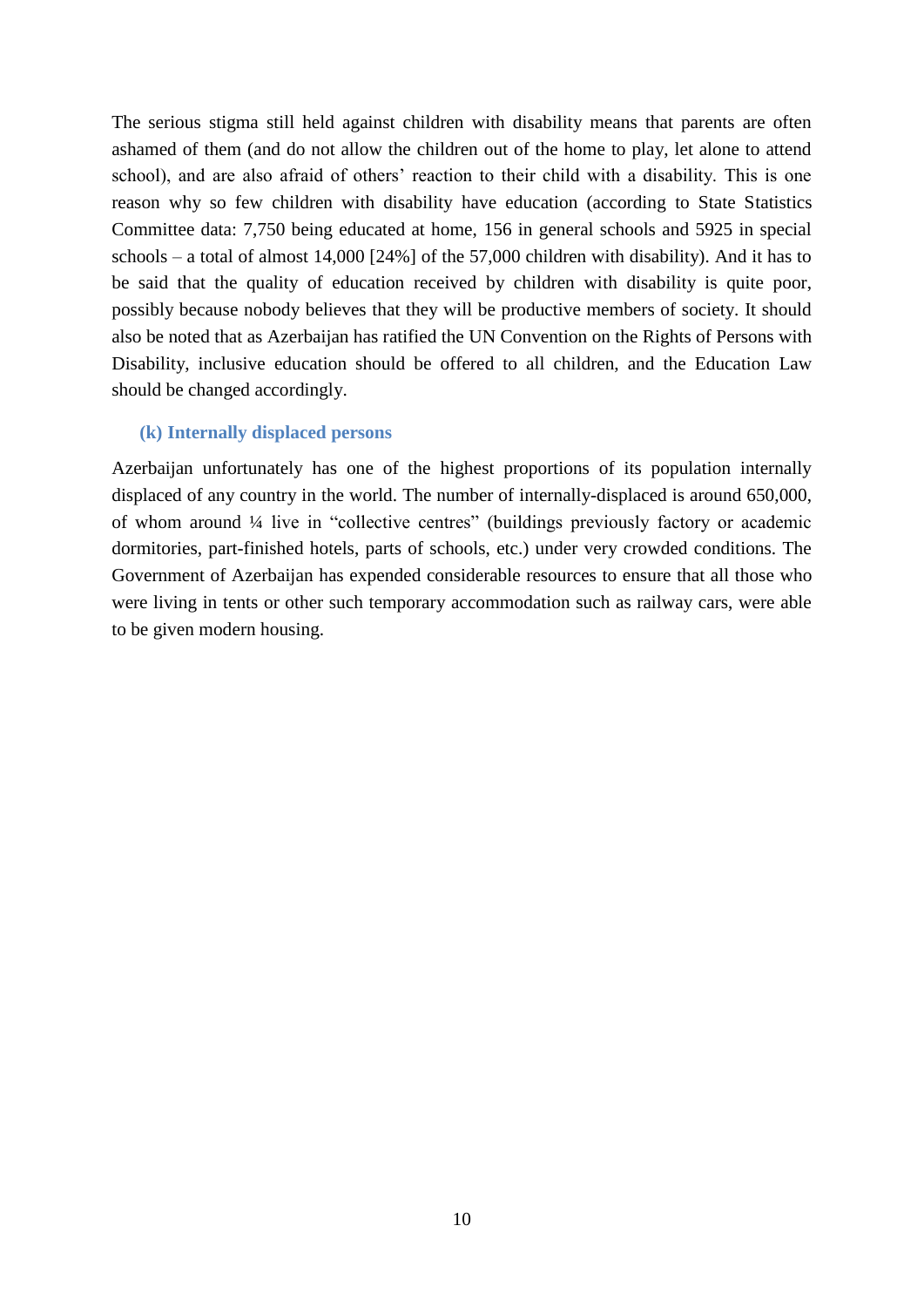The serious stigma still held against children with disability means that parents are often ashamed of them (and do not allow the children out of the home to play, let alone to attend school), and are also afraid of others' reaction to their child with a disability. This is one reason why so few children with disability have education (according to State Statistics Committee data: 7,750 being educated at home, 156 in general schools and 5925 in special schools – a total of almost 14,000 [24%] of the 57,000 children with disability). And it has to be said that the quality of education received by children with disability is quite poor, possibly because nobody believes that they will be productive members of society. It should also be noted that as Azerbaijan has ratified the UN Convention on the Rights of Persons with Disability, inclusive education should be offered to all children, and the Education Law should be changed accordingly.

### (k) Internally displaced persons

Azerbaijan unfortunately has one of the highest proportions of its population internally displaced of any country in the world. The number of internally-displaced is around 650,000, of whom around ¼ live in "collective centres" (buildings previously factory or academic dormitories, part-finished hotels, parts of schools, etc.) under very crowded conditions. The Government of Azerbaijan has expended considerable resources to ensure that all those who were living in tents or other such temporary accommodation such as railway cars, were able to be given modern housing.